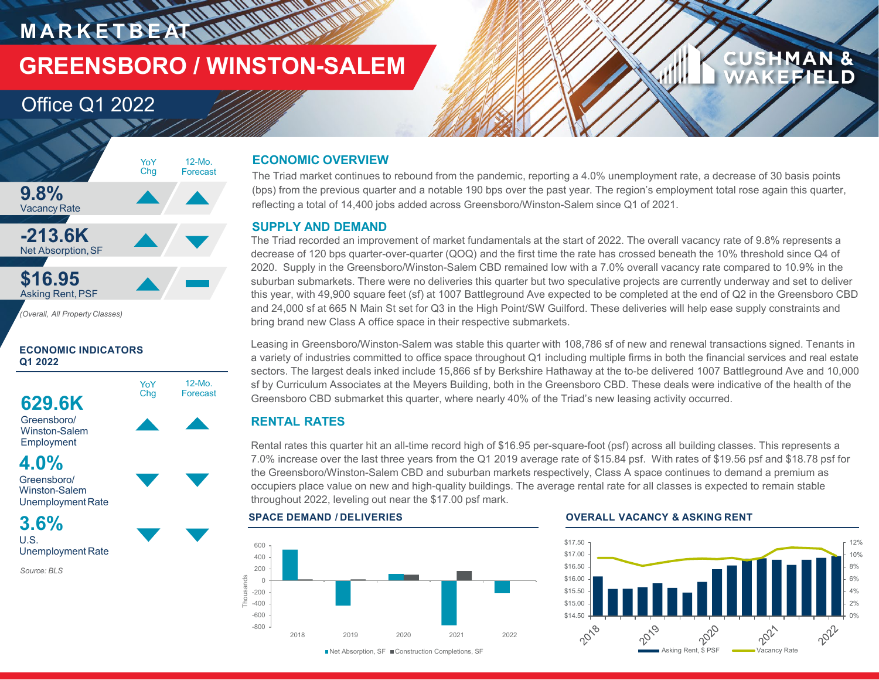# MARKETBEAT

# GREENSBORO / WINSTON-SALEM

## Office Q1 2022

CUSHMAN & WAKEFIELD

| | YoY Chg | 12-Mo. Forecast |
|---|---|---|
| **9.8%** Vacancy Rate | ▲ | ▲ |
| **-213.6K** Net Absorption, SF | ▲ | ▼ |
| **$16.95** Asking Rent, PSF | ▲ | — |

*(Overall, All Property Classes)*

**ECONOMIC INDICATORS Q1 2022**

| | YoY Chg | 12-Mo. Forecast |
|---|---|---|
| **629.6K** Greensboro/ Winston-Salem Employment | ▲ | ▲ |
| **4.0%** Greensboro/ Winston-Salem Unemployment Rate | ▼ | ▼ |
| **3.6%** U.S. Unemployment Rate | ▼ | ▼ |

*Source: BLS*

## ECONOMIC OVERVIEW

The Triad market continues to rebound from the pandemic, reporting a 4.0% unemployment rate, a decrease of 30 basis points (bps) from the previous quarter and a notable 190 bps over the past year. The region's employment total rose again this quarter, reflecting a total of 14,400 jobs added across Greensboro/Winston-Salem since Q1 of 2021.

## SUPPLY AND DEMAND

The Triad recorded an improvement of market fundamentals at the start of 2022. The overall vacancy rate of 9.8% represents a decrease of 120 bps quarter-over-quarter (QOQ) and the first time the rate has crossed beneath the 10% threshold since Q4 of 2020. Supply in the Greensboro/Winston-Salem CBD remained low with a 7.0% overall vacancy rate compared to 10.9% in the suburban submarkets. There were no deliveries this quarter but two speculative projects are currently underway and set to deliver this year, with 49,900 square feet (sf) at 1007 Battleground Ave expected to be completed at the end of Q2 in the Greensboro CBD and 24,000 sf at 665 N Main St set for Q3 in the High Point/SW Guilford. These deliveries will help ease supply constraints and bring brand new Class A office space in their respective submarkets.

Leasing in Greensboro/Winston-Salem was stable this quarter with 108,786 sf of new and renewal transactions signed. Tenants in a variety of industries committed to office space throughout Q1 including multiple firms in both the financial services and real estate sectors. The largest deals inked include 15,866 sf by Berkshire Hathaway at the to-be delivered 1007 Battleground Ave and 10,000 sf by Curriculum Associates at the Meyers Building, both in the Greensboro CBD. These deals were indicative of the health of the Greensboro CBD submarket this quarter, where nearly 40% of the Triad's new leasing activity occurred.

## RENTAL RATES

Rental rates this quarter hit an all-time record high of $16.95 per-square-foot (psf) across all building classes. This represents a 7.0% increase over the last three years from the Q1 2019 average rate of $15.84 psf. With rates of $19.56 psf and $18.78 psf for the Greensboro/Winston-Salem CBD and suburban markets respectively, Class A space continues to demand a premium as occupiers place value on new and high-quality buildings. The average rental rate for all classes is expected to remain stable throughout 2022, leveling out near the $17.00 psf mark.

**SPACE DEMAND / DELIVERIES**

Net Absorption, SF / Construction Completions, SF (Thousands), 2018–2022

**OVERALL VACANCY & ASKING RENT**

Asking Rent, $ PSF / Vacancy Rate, 2018–2022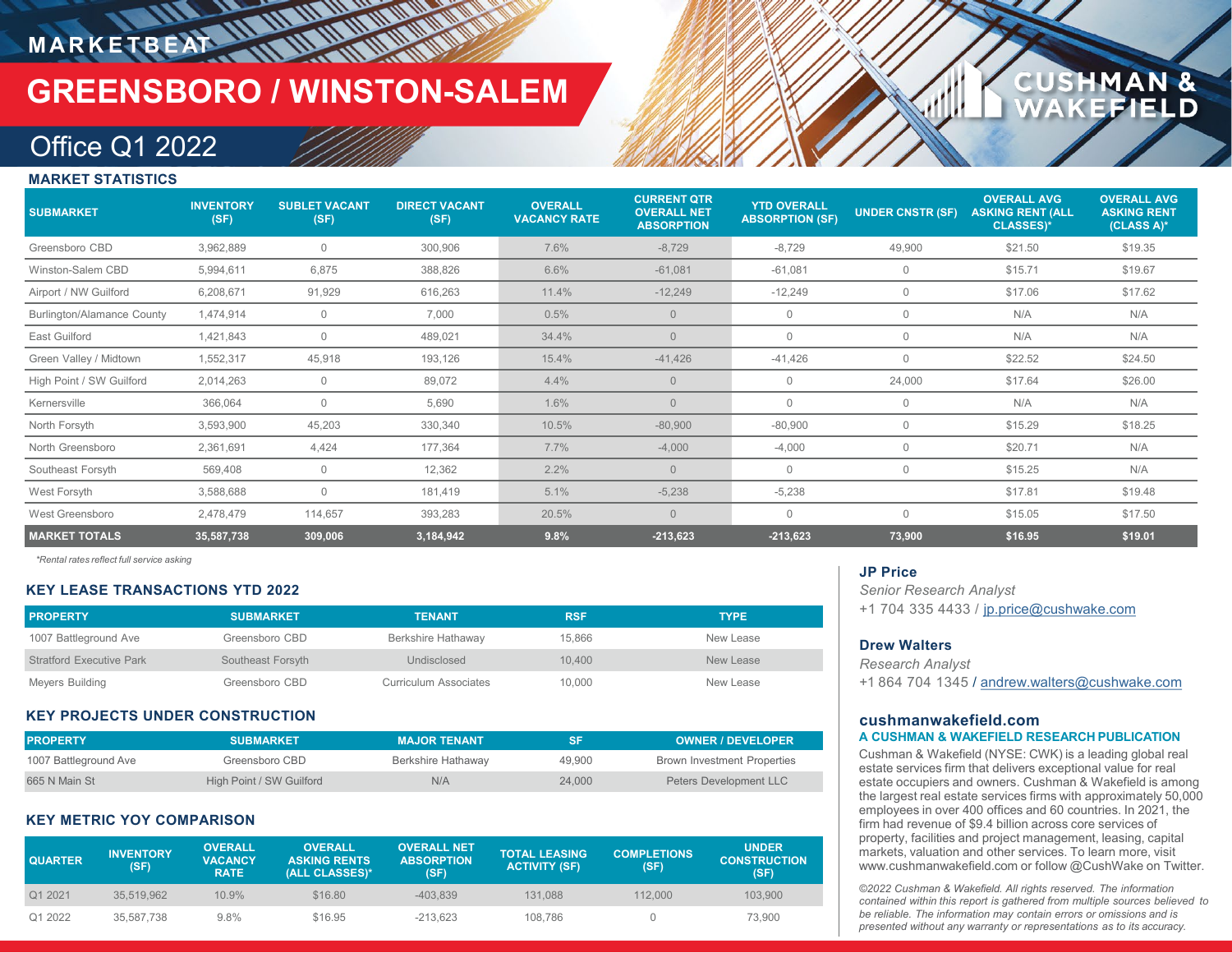MARKETBEAT

# GREENSBORO / WINSTON-SALEM

## Office Q1 2022

### MARKET STATISTICS

| SUBMARKET | INVENTORY (SF) | SUBLET VACANT (SF) | DIRECT VACANT (SF) | OVERALL VACANCY RATE | CURRENT QTR OVERALL NET ABSORPTION | YTD OVERALL ABSORPTION (SF) | UNDER CNSTR (SF) | OVERALL AVG ASKING RENT (ALL CLASSES)* | OVERALL AVG ASKING RENT (CLASS A)* |
|---|---|---|---|---|---|---|---|---|---|
| Greensboro CBD | 3,962,889 | 0 | 300,906 | 7.6% | -8,729 | -8,729 | 49,900 | $21.50 | $19.35 |
| Winston-Salem CBD | 5,994,611 | 6,875 | 388,826 | 6.6% | -61,081 | -61,081 | 0 | $15.71 | $19.67 |
| Airport / NW Guilford | 6,208,671 | 91,929 | 616,263 | 11.4% | -12,249 | -12,249 | 0 | $17.06 | $17.62 |
| Burlington/Alamance County | 1,474,914 | 0 | 7,000 | 0.5% | 0 | 0 | 0 | N/A | N/A |
| East Guilford | 1,421,843 | 0 | 489,021 | 34.4% | 0 | 0 | 0 | N/A | N/A |
| Green Valley / Midtown | 1,552,317 | 45,918 | 193,126 | 15.4% | -41,426 | -41,426 | 0 | $22.52 | $24.50 |
| High Point / SW Guilford | 2,014,263 | 0 | 89,072 | 4.4% | 0 | 0 | 24,000 | $17.64 | $26.00 |
| Kernersville | 366,064 | 0 | 5,690 | 1.6% | 0 | 0 | 0 | N/A | N/A |
| North Forsyth | 3,593,900 | 45,203 | 330,340 | 10.5% | -80,900 | -80,900 | 0 | $15.29 | $18.25 |
| North Greensboro | 2,361,691 | 4,424 | 177,364 | 7.7% | -4,000 | -4,000 | 0 | $20.71 | N/A |
| Southeast Forsyth | 569,408 | 0 | 12,362 | 2.2% | 0 | 0 | 0 | $15.25 | N/A |
| West Forsyth | 3,588,688 | 0 | 181,419 | 5.1% | -5,238 | -5,238 | | $17.81 | $19.48 |
| West Greensboro | 2,478,479 | 114,657 | 393,283 | 20.5% | 0 | 0 | 0 | $15.05 | $17.50 |
| **MARKET TOTALS** | **35,587,738** | **309,006** | **3,184,942** | **9.8%** | **-213,623** | **-213,623** | **73,900** | **$16.95** | **$19.01** |

*\*Rental rates reflect full service asking*

### KEY LEASE TRANSACTIONS YTD 2022

| PROPERTY | SUBMARKET | TENANT | RSF | TYPE |
|---|---|---|---|---|
| 1007 Battleground Ave | Greensboro CBD | Berkshire Hathaway | 15,866 | New Lease |
| Stratford Executive Park | Southeast Forsyth | Undisclosed | 10,400 | New Lease |
| Meyers Building | Greensboro CBD | Curriculum Associates | 10,000 | New Lease |

### KEY PROJECTS UNDER CONSTRUCTION

| PROPERTY | SUBMARKET | MAJOR TENANT | SF | OWNER / DEVELOPER |
|---|---|---|---|---|
| 1007 Battleground Ave | Greensboro CBD | Berkshire Hathaway | 49,900 | Brown Investment Properties |
| 665 N Main St | High Point / SW Guilford | N/A | 24,000 | Peters Development LLC |

### KEY METRIC YOY COMPARISON

| QUARTER | INVENTORY (SF) | OVERALL VACANCY RATE | OVERALL ASKING RENTS (ALL CLASSES)* | OVERALL NET ABSORPTION (SF) | TOTAL LEASING ACTIVITY (SF) | COMPLETIONS (SF) | UNDER CONSTRUCTION (SF) |
|---|---|---|---|---|---|---|---|
| Q1 2021 | 35,519,962 | 10.9% | $16.80 | -403,839 | 131,088 | 112,000 | 103,900 |
| Q1 2022 | 35,587,738 | 9.8% | $16.95 | -213,623 | 108,786 | 0 | 73,900 |

**JP Price**
*Senior Research Analyst*
+1 704 335 4433 / jp.price@cushwake.com

**Drew Walters**
*Research Analyst*
+1 864 704 1345 / andrew.walters@cushwake.com

**cushmanwakefield.com**

**A CUSHMAN & WAKEFIELD RESEARCH PUBLICATION**

Cushman & Wakefield (NYSE: CWK) is a leading global real estate services firm that delivers exceptional value for real estate occupiers and owners. Cushman & Wakefield is among the largest real estate services firms with approximately 50,000 employees in over 400 offices and 60 countries. In 2021, the firm had revenue of $9.4 billion across core services of property, facilities and project management, leasing, capital markets, valuation and other services. To learn more, visit www.cushmanwakefield.com or follow @CushWake on Twitter.

*©2022 Cushman & Wakefield. All rights reserved. The information contained within this report is gathered from multiple sources believed to be reliable. The information may contain errors or omissions and is presented without any warranty or representations as to its accuracy.*